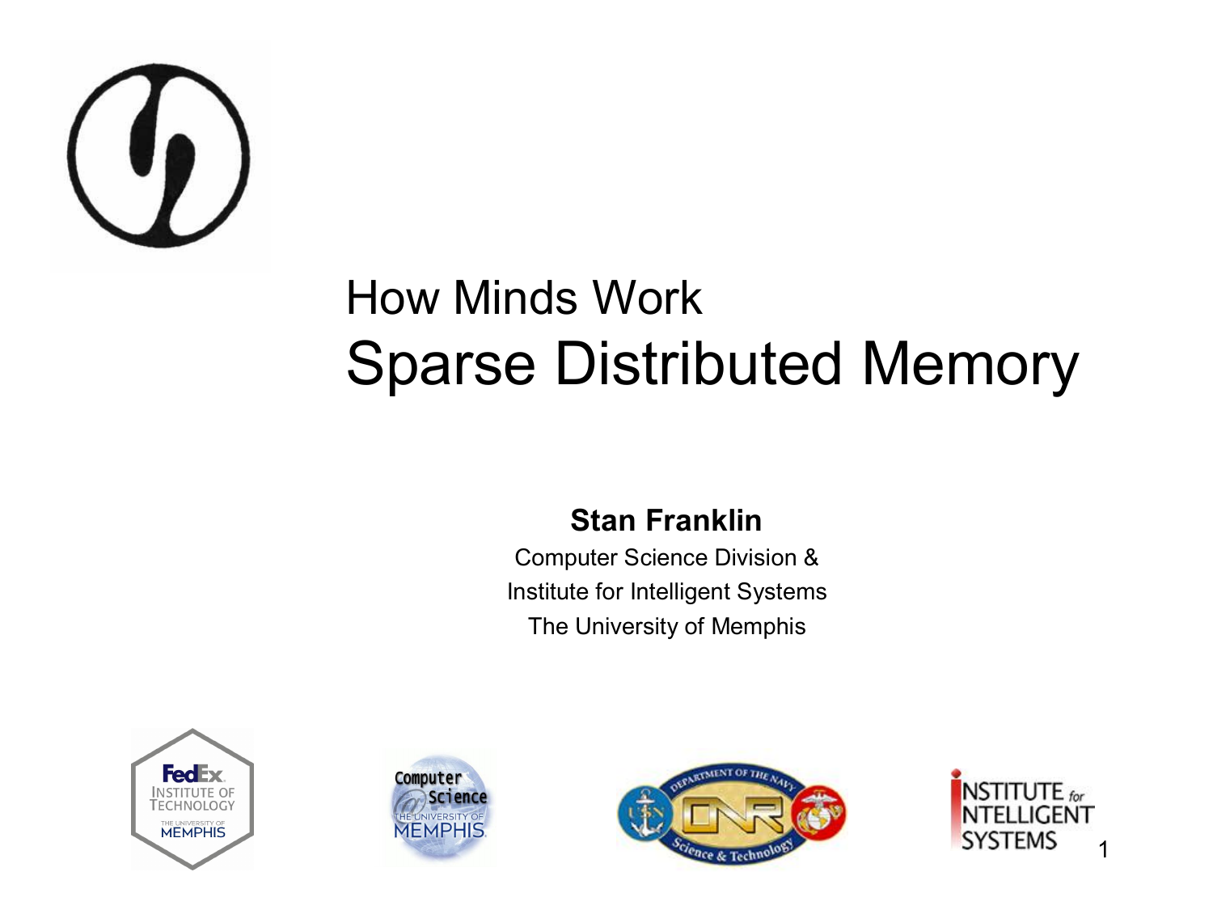# How Minds Work
# Sparse Distributed Memory

**Stan Franklin**

Computer Science Division &

Institute for Intelligent Systems

The University of Memphis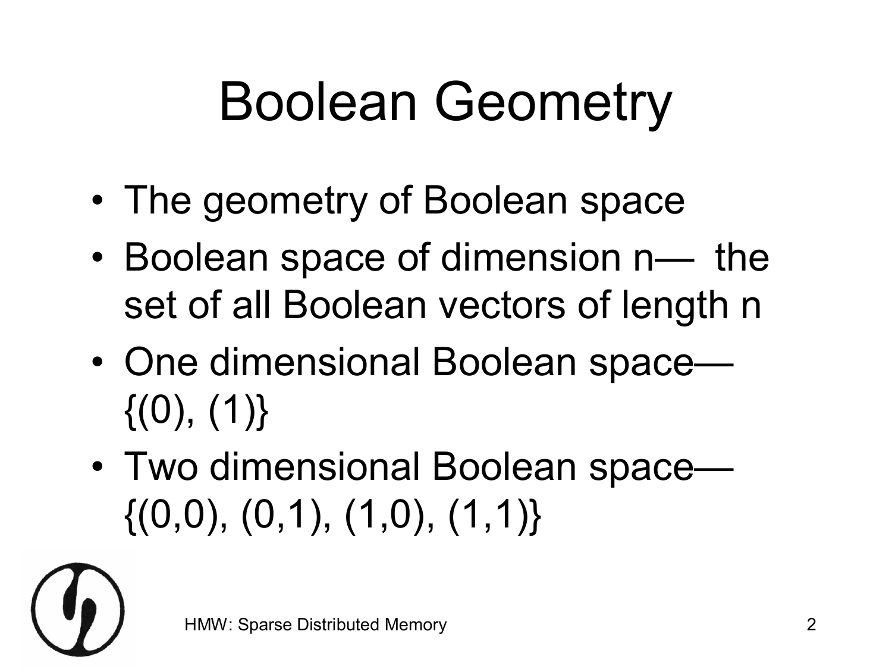# Boolean Geometry

- The geometry of Boolean space
- Boolean space of dimension n— the set of all Boolean vectors of length n
- One dimensional Boolean space— {(0), (1)}
- Two dimensional Boolean space— {(0,0), (0,1), (1,0), (1,1)}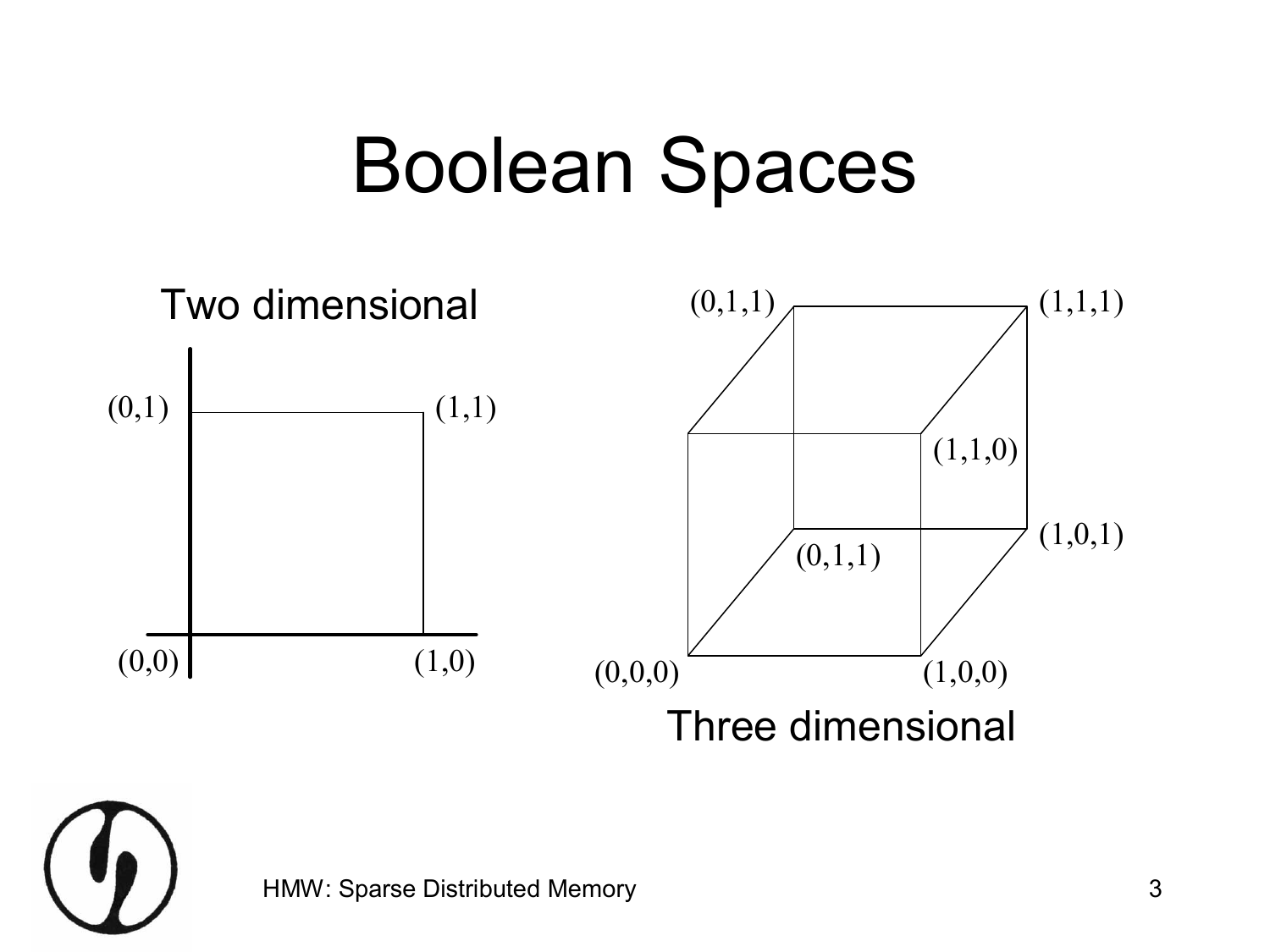# Boolean Spaces

Two dimensional

(0,1) (1,1)

(0,0) (1,0)

(0,1,1) (1,1,1)

(1,1,0)

(1,0,1)

(0,1,1)

(0,0,0) (1,0,0)

Three dimensional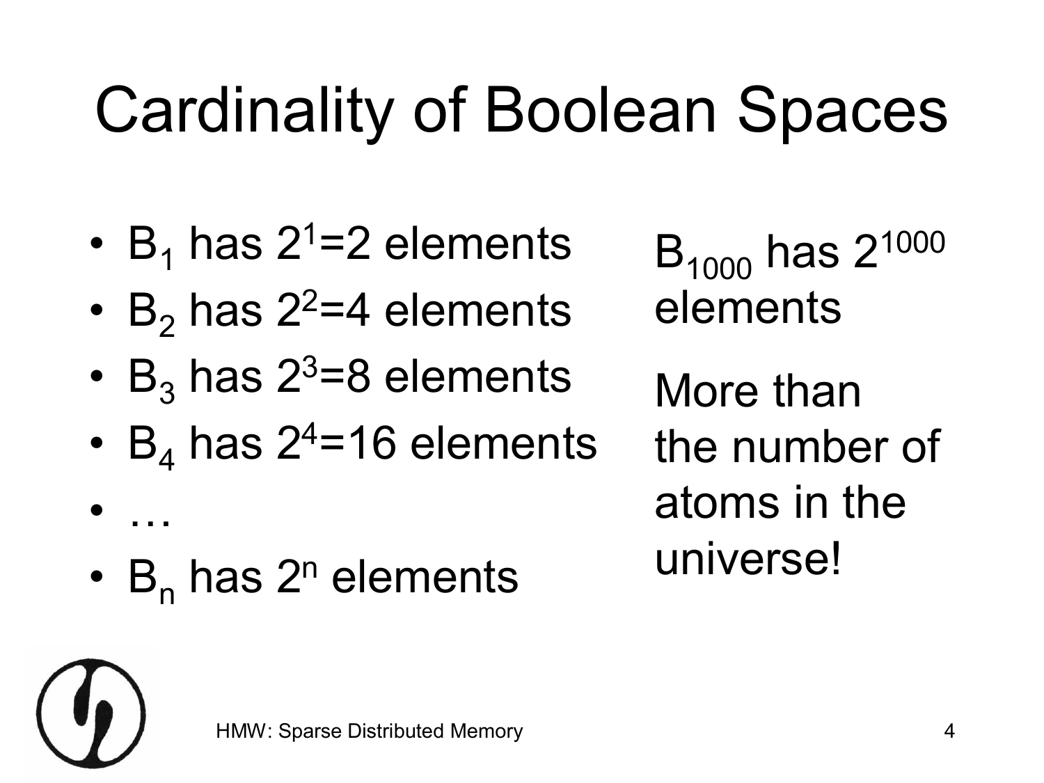# Cardinality of Boolean Spaces

- $B_1$ has $2^1=2$ elements
- $B_2$ has $2^2=4$ elements
- $B_3$ has $2^3=8$ elements
- $B_4$ has $2^4=16$ elements
- …
- $B_n$ has $2^n$ elements

$B_{1000}$ has $2^{1000}$ elements

More than the number of atoms in the universe!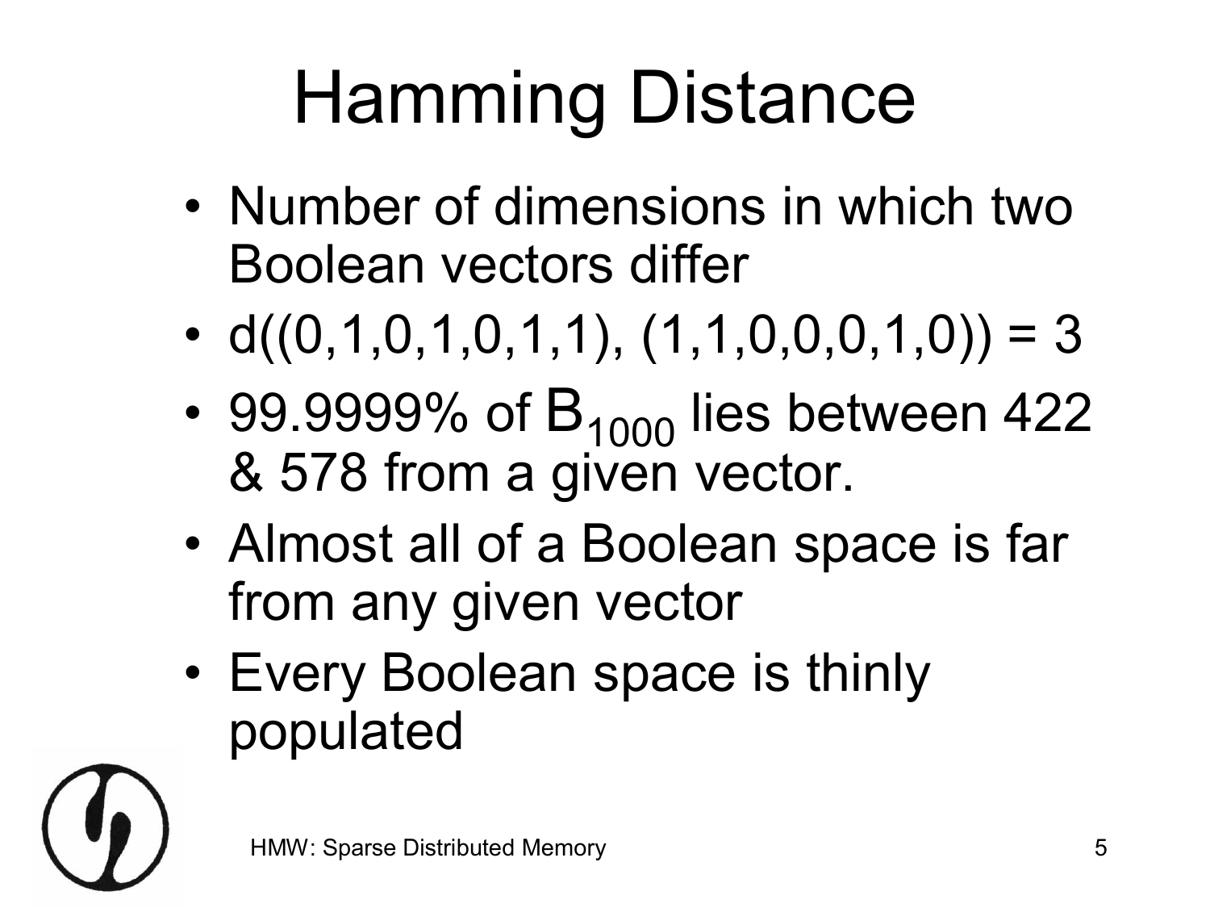# Hamming Distance

- Number of dimensions in which two Boolean vectors differ
- d((0,1,0,1,0,1,1), (1,1,0,0,0,1,0)) = 3
- 99.9999% of $B_{1000}$ lies between 422 & 578 from a given vector.
- Almost all of a Boolean space is far from any given vector
- Every Boolean space is thinly populated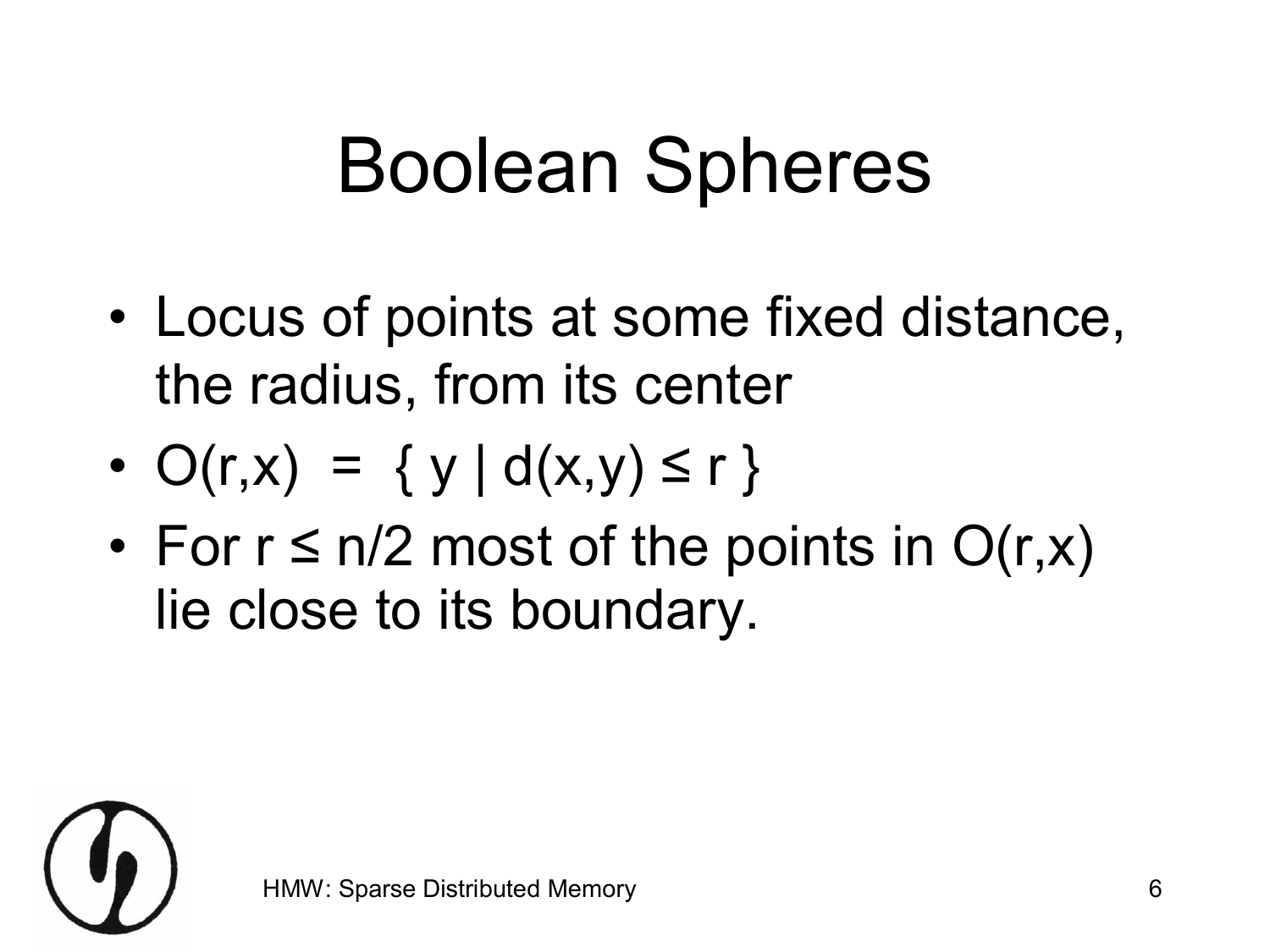# Boolean Spheres

- Locus of points at some fixed distance, the radius, from its center
- $O(r,x) = \{ y \mid d(x,y) \leq r \}$
- For $r \leq n/2$ most of the points in $O(r,x)$ lie close to its boundary.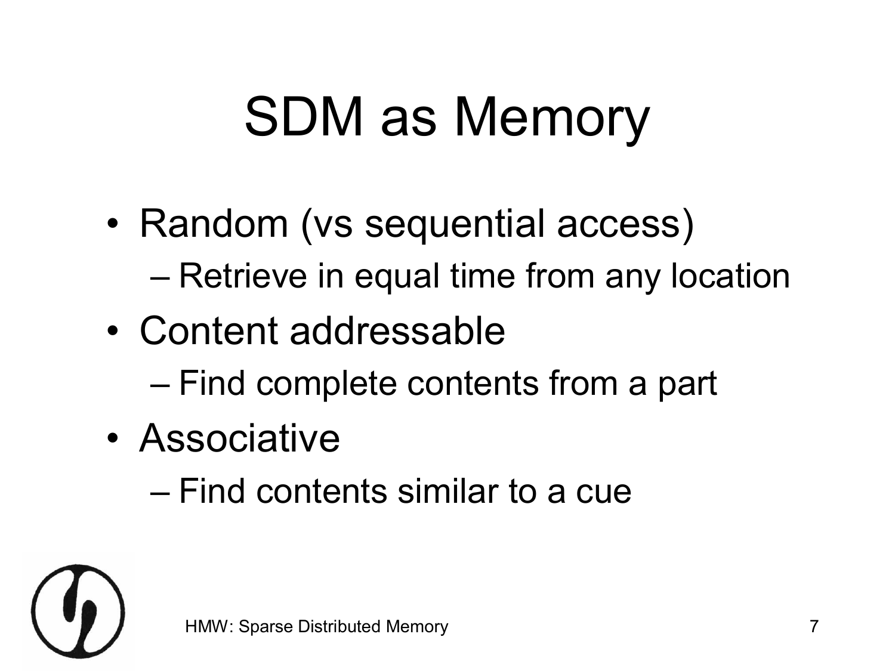# SDM as Memory

- Random (vs sequential access)
  - Retrieve in equal time from any location
- Content addressable
  - Find complete contents from a part
- Associative
  - Find contents similar to a cue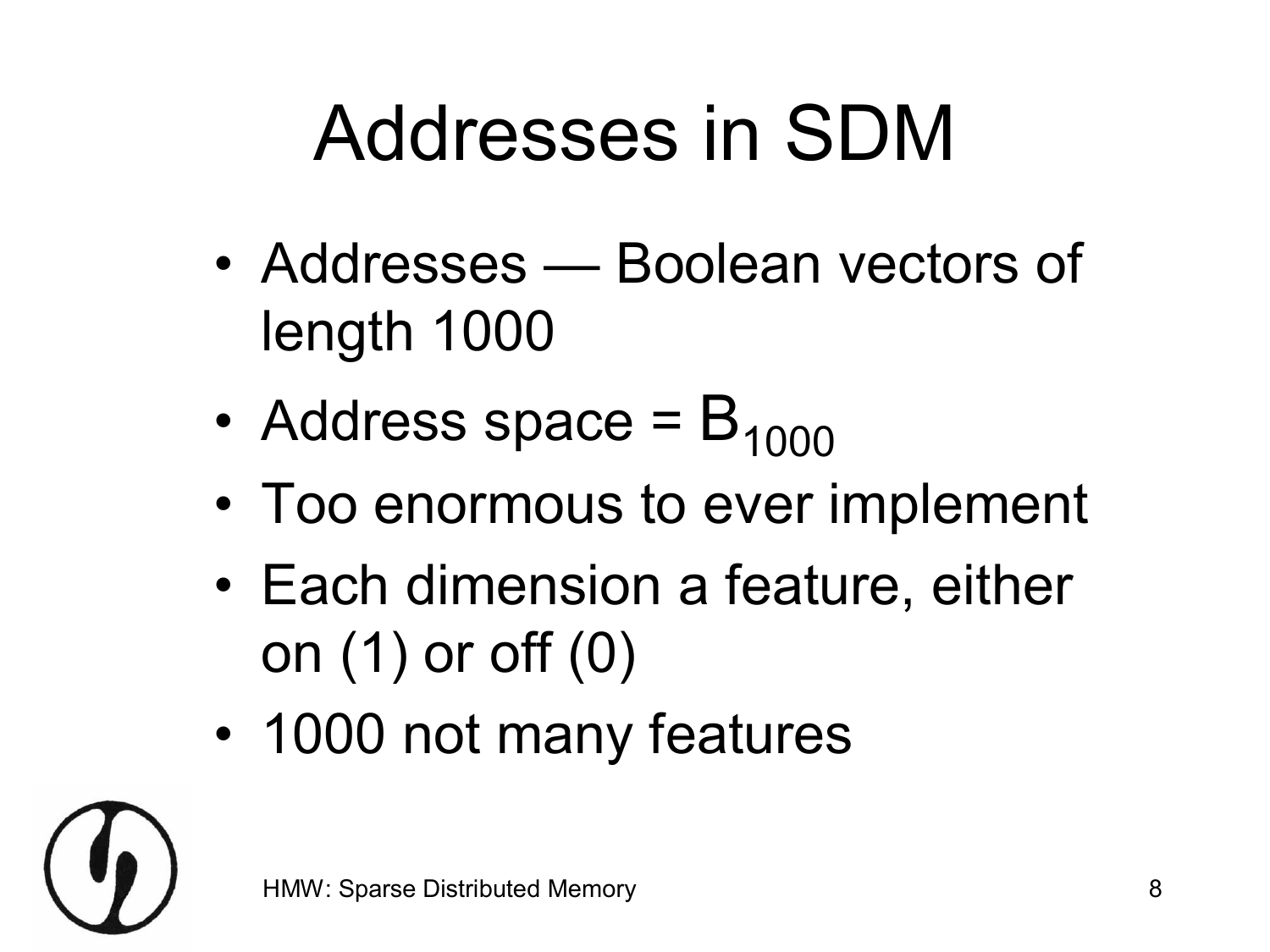# Addresses in SDM

- Addresses — Boolean vectors of length 1000
- Address space = $B_{1000}$
- Too enormous to ever implement
- Each dimension a feature, either on (1) or off (0)
- 1000 not many features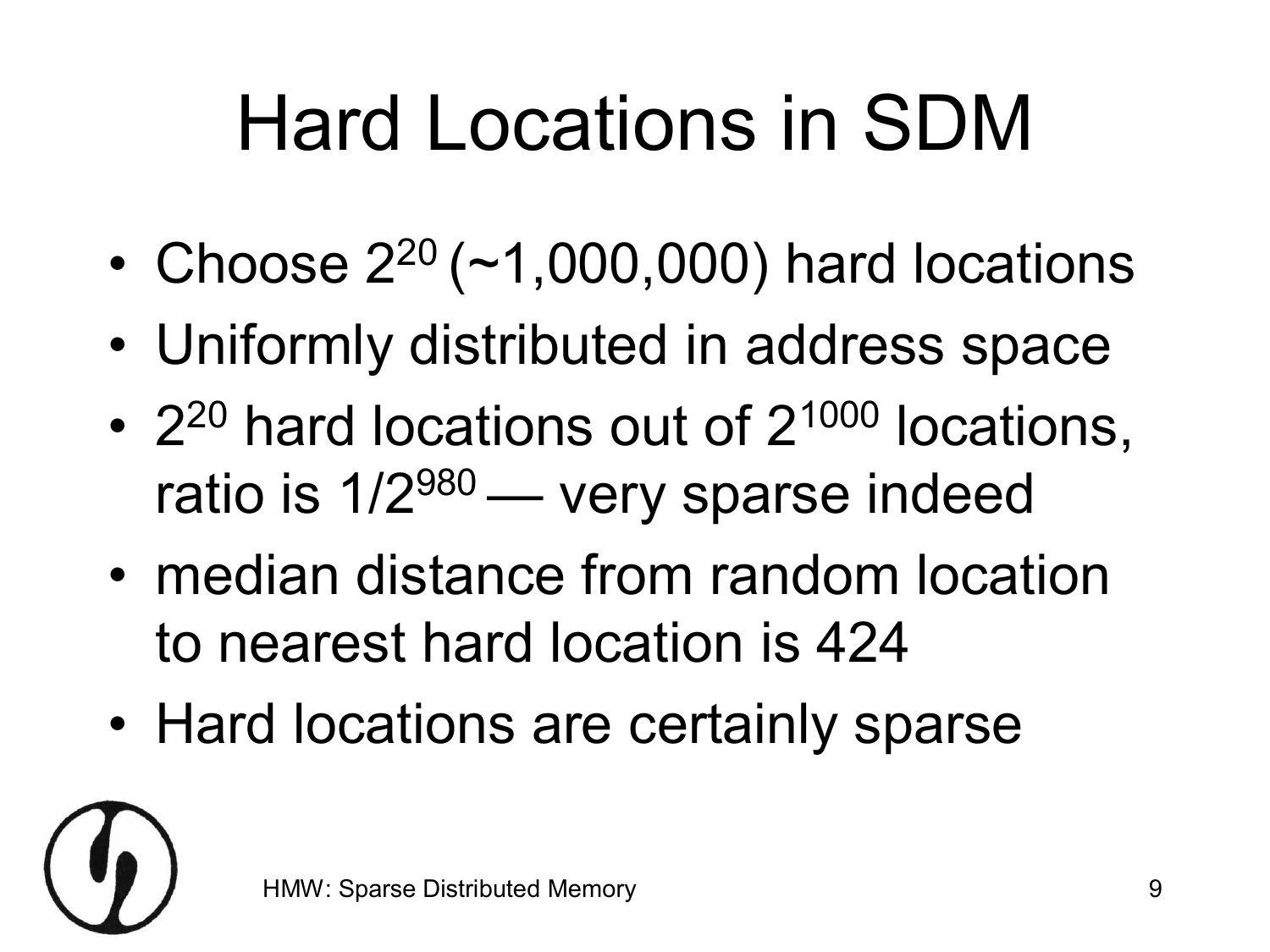# Hard Locations in SDM

- Choose $2^{20}$ (~1,000,000) hard locations
- Uniformly distributed in address space
- $2^{20}$ hard locations out of $2^{1000}$ locations, ratio is $1/2^{980}$ — very sparse indeed
- median distance from random location to nearest hard location is 424
- Hard locations are certainly sparse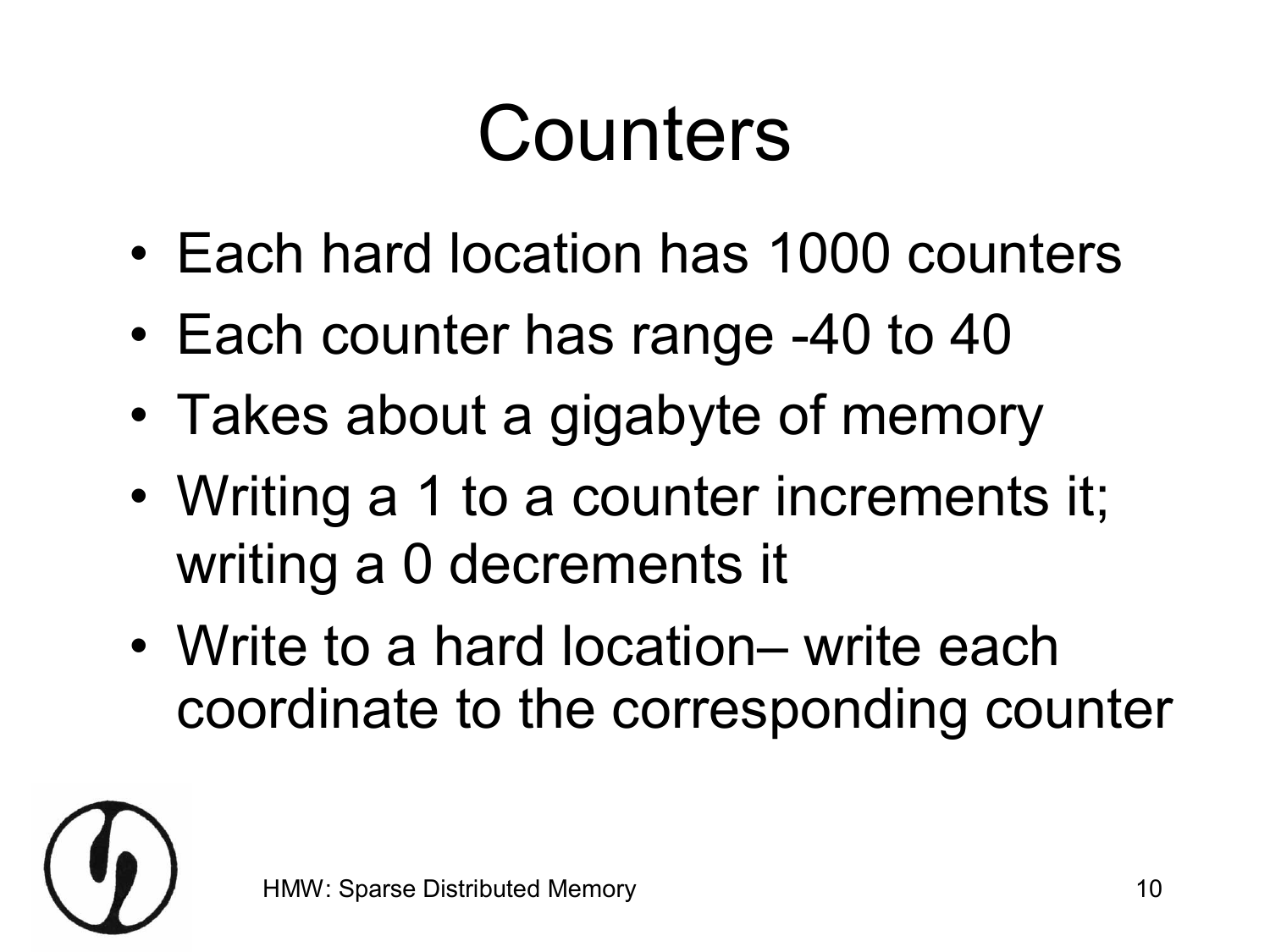# Counters

- Each hard location has 1000 counters
- Each counter has range -40 to 40
- Takes about a gigabyte of memory
- Writing a 1 to a counter increments it; writing a 0 decrements it
- Write to a hard location– write each coordinate to the corresponding counter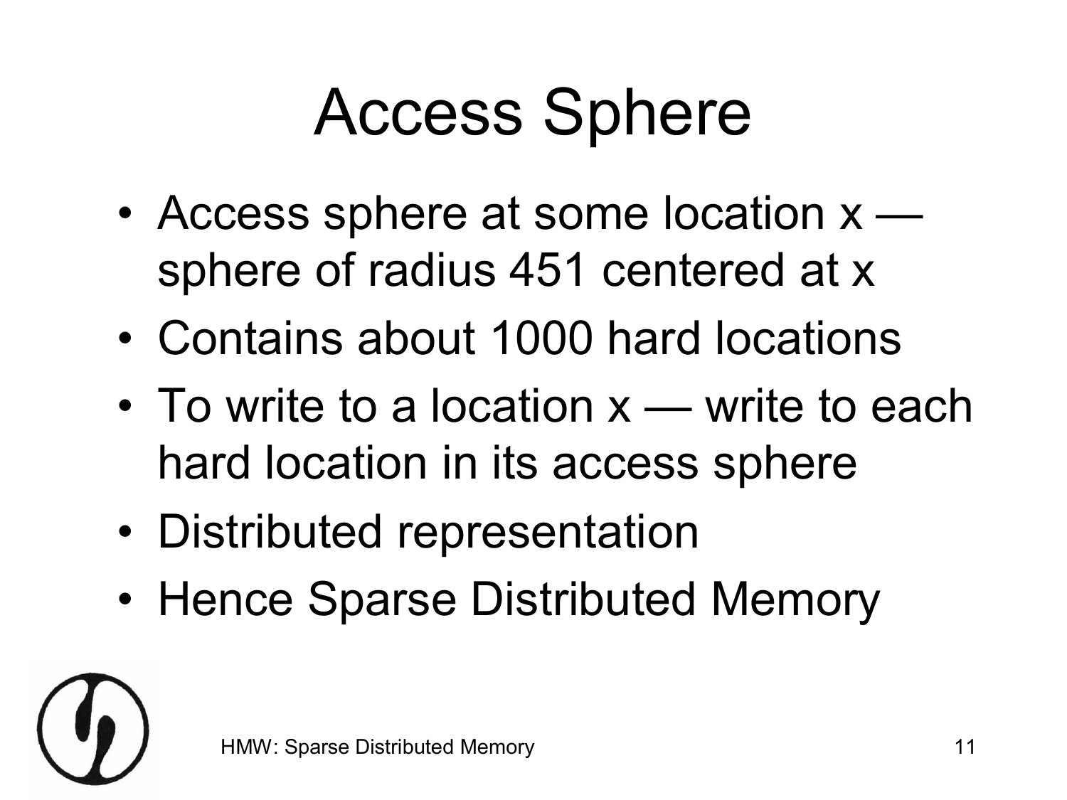# Access Sphere

- Access sphere at some location x — sphere of radius 451 centered at x
- Contains about 1000 hard locations
- To write to a location x — write to each hard location in its access sphere
- Distributed representation
- Hence Sparse Distributed Memory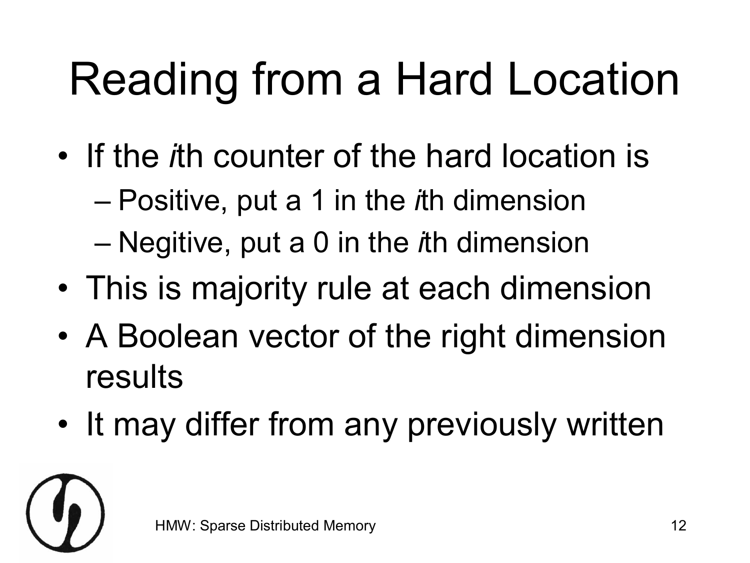# Reading from a Hard Location

- If the *i*th counter of the hard location is
  - Positive, put a 1 in the *i*th dimension
  - Negitive, put a 0 in the *i*th dimension
- This is majority rule at each dimension
- A Boolean vector of the right dimension results
- It may differ from any previously written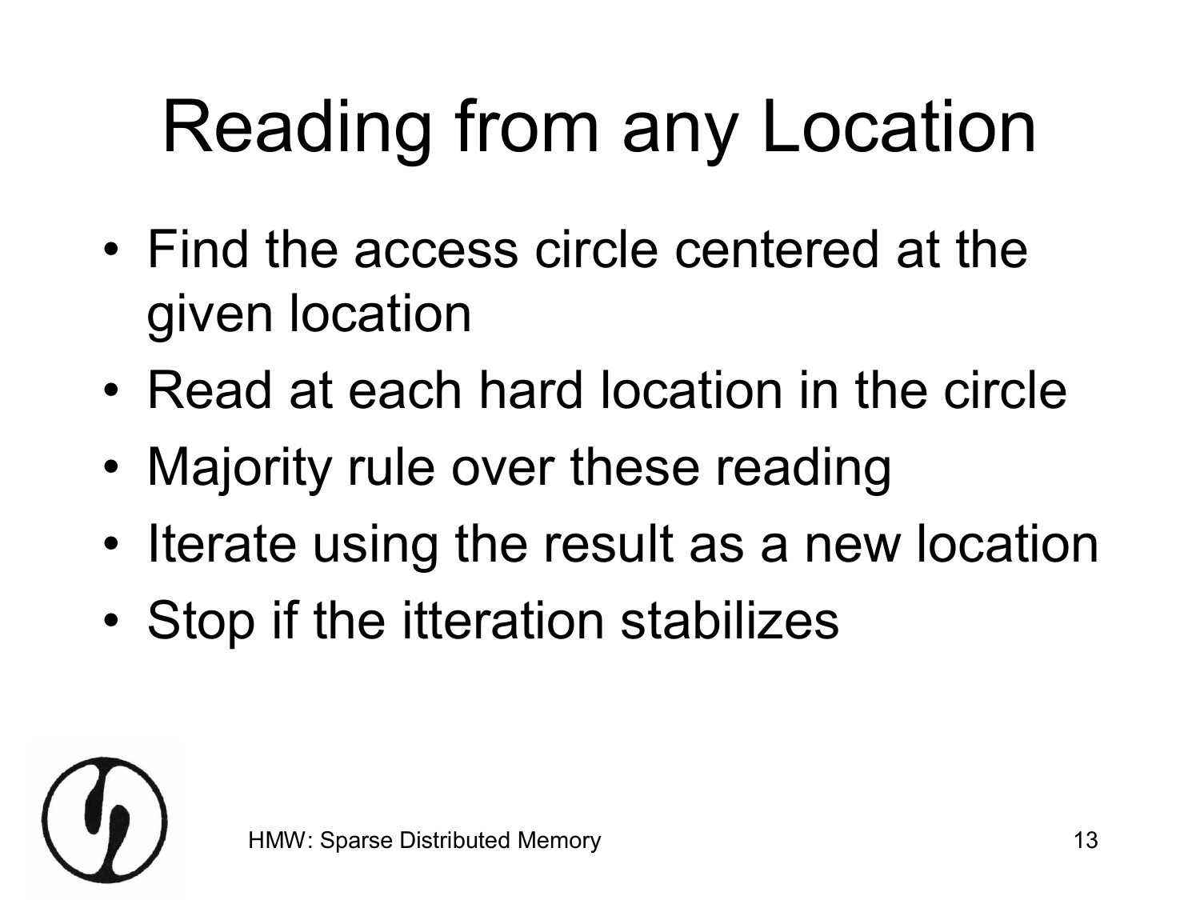# Reading from any Location

- Find the access circle centered at the given location
- Read at each hard location in the circle
- Majority rule over these reading
- Iterate using the result as a new location
- Stop if the itteration stabilizes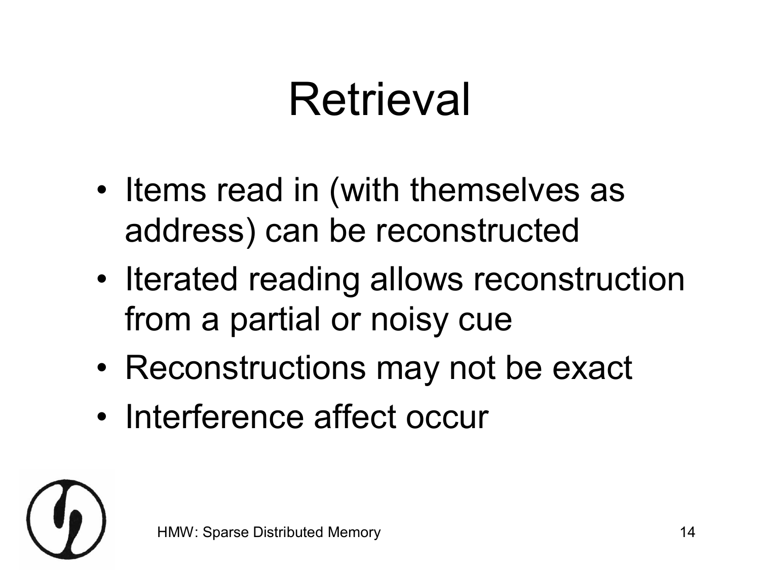# Retrieval

- Items read in (with themselves as address) can be reconstructed
- Iterated reading allows reconstruction from a partial or noisy cue
- Reconstructions may not be exact
- Interference affect occur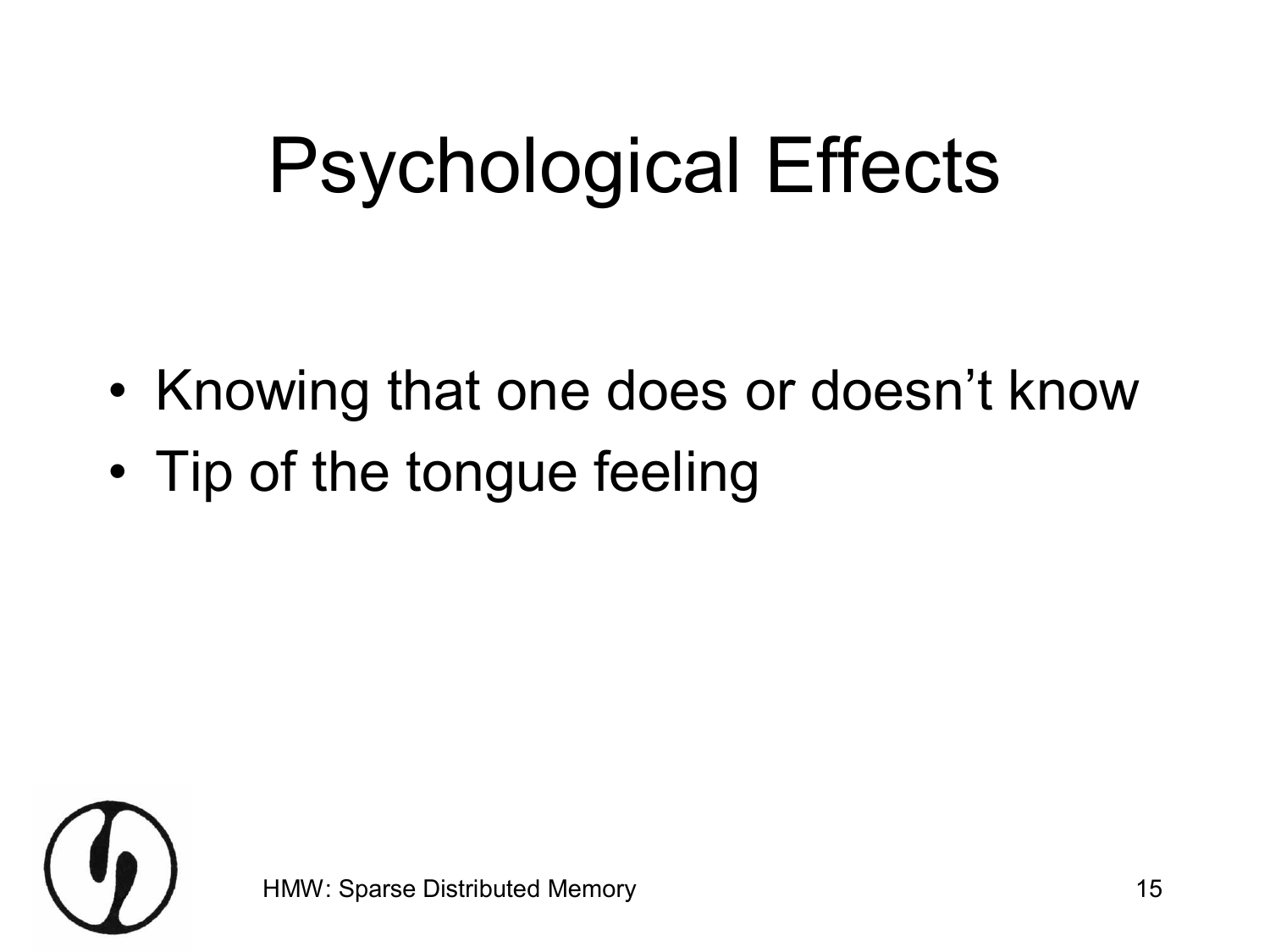# Psychological Effects

- Knowing that one does or doesn’t know
- Tip of the tongue feeling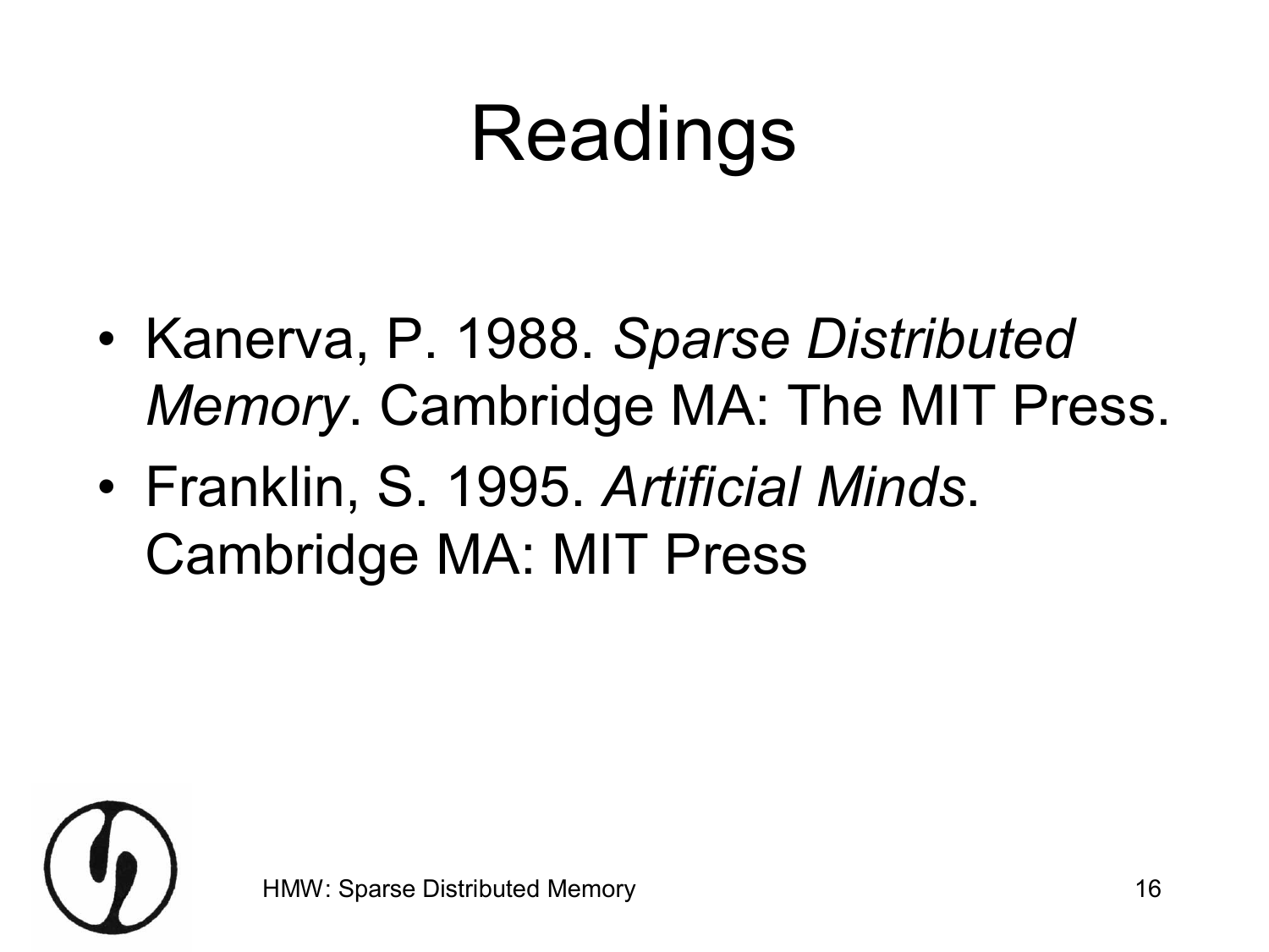# Readings

- Kanerva, P. 1988. *Sparse Distributed Memory*. Cambridge MA: The MIT Press.
- Franklin, S. 1995. *Artificial Minds*. Cambridge MA: MIT Press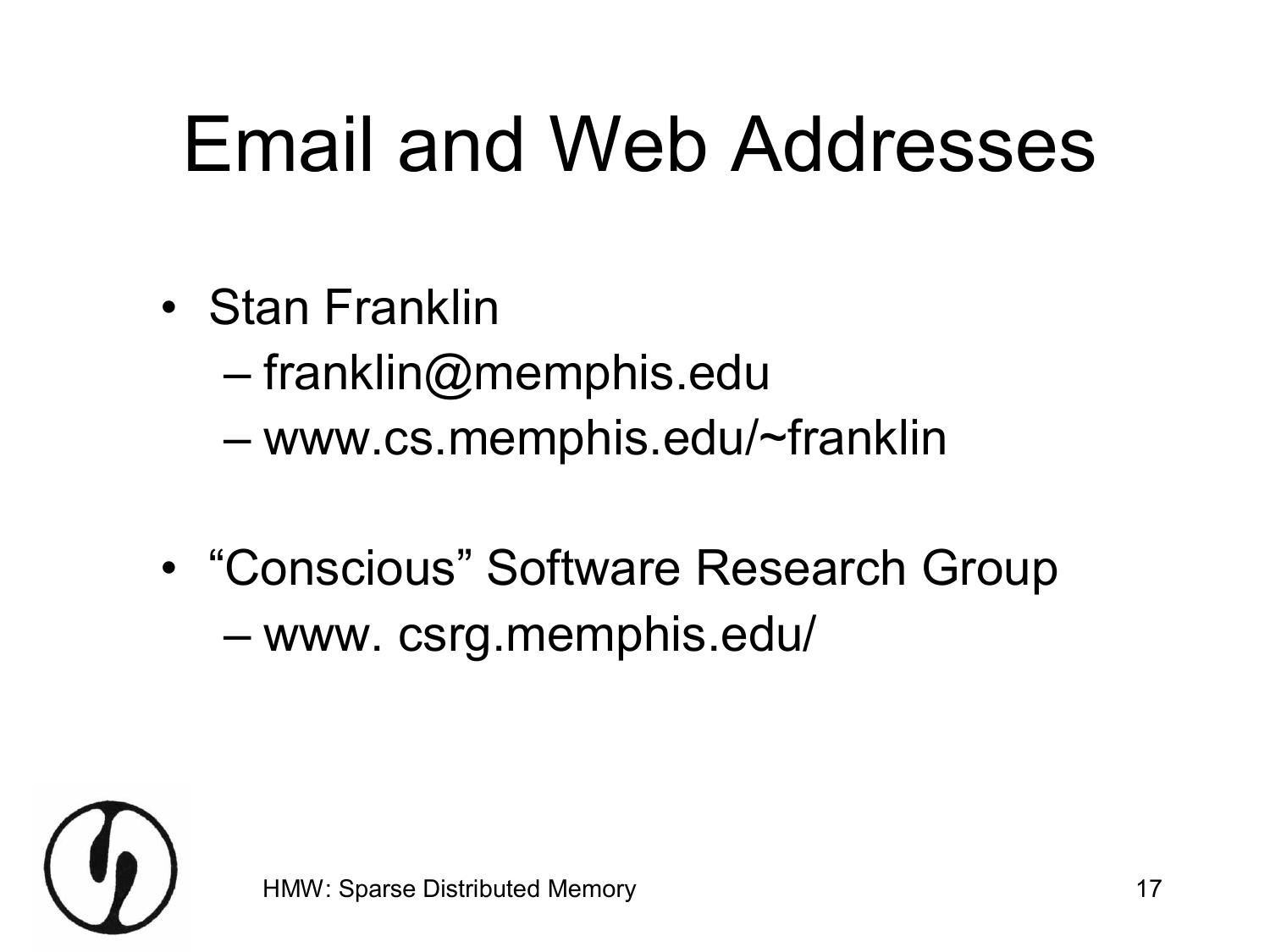# Email and Web Addresses

- Stan Franklin
  - franklin@memphis.edu
  - www.cs.memphis.edu/~franklin
- "Conscious" Software Research Group
  - www. csrg.memphis.edu/